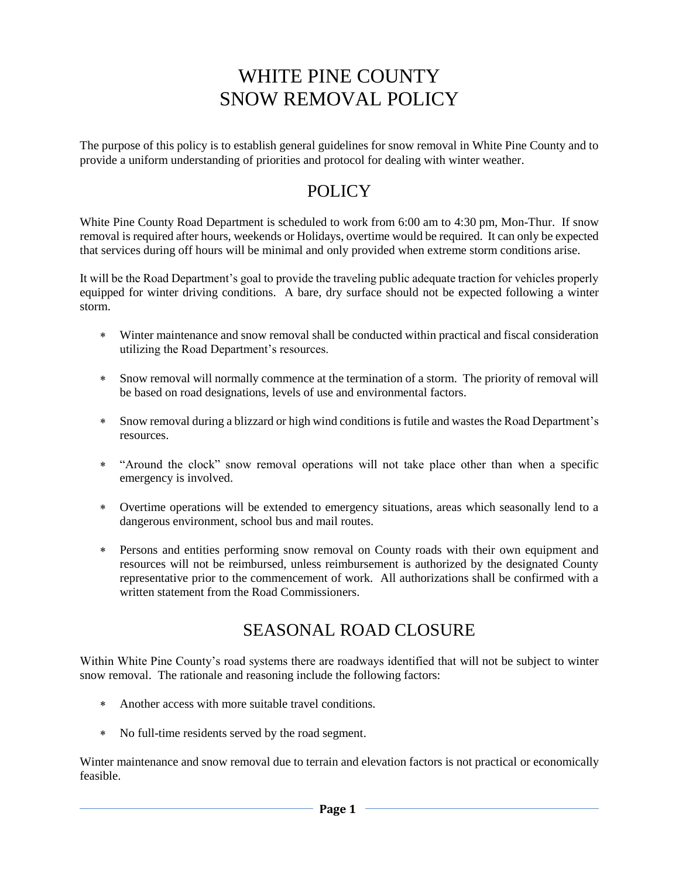# WHITE PINE COUNTY
# SNOW REMOVAL POLICY

The purpose of this policy is to establish general guidelines for snow removal in White Pine County and to provide a uniform understanding of priorities and protocol for dealing with winter weather.

## POLICY

White Pine County Road Department is scheduled to work from 6:00 am to 4:30 pm, Mon-Thur. If snow removal is required after hours, weekends or Holidays, overtime would be required. It can only be expected that services during off hours will be minimal and only provided when extreme storm conditions arise.

It will be the Road Department's goal to provide the traveling public adequate traction for vehicles properly equipped for winter driving conditions. A bare, dry surface should not be expected following a winter storm.

- Winter maintenance and snow removal shall be conducted within practical and fiscal consideration utilizing the Road Department's resources.
- Snow removal will normally commence at the termination of a storm. The priority of removal will be based on road designations, levels of use and environmental factors.
- Snow removal during a blizzard or high wind conditions is futile and wastes the Road Department's resources.
- "Around the clock" snow removal operations will not take place other than when a specific emergency is involved.
- Overtime operations will be extended to emergency situations, areas which seasonally lend to a dangerous environment, school bus and mail routes.
- Persons and entities performing snow removal on County roads with their own equipment and resources will not be reimbursed, unless reimbursement is authorized by the designated County representative prior to the commencement of work. All authorizations shall be confirmed with a written statement from the Road Commissioners.

## SEASONAL ROAD CLOSURE

Within White Pine County's road systems there are roadways identified that will not be subject to winter snow removal. The rationale and reasoning include the following factors:

- Another access with more suitable travel conditions.
- No full-time residents served by the road segment.

Winter maintenance and snow removal due to terrain and elevation factors is not practical or economically feasible.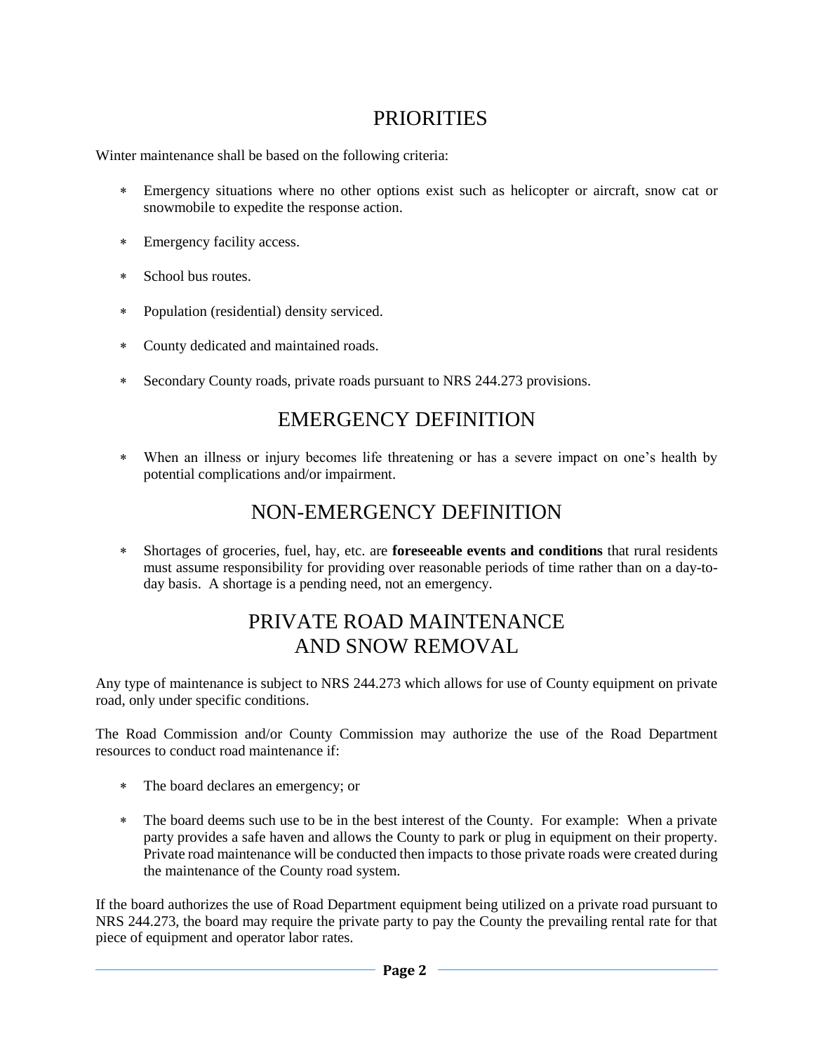# PRIORITIES

Winter maintenance shall be based on the following criteria:

- Emergency situations where no other options exist such as helicopter or aircraft, snow cat or snowmobile to expedite the response action.
- Emergency facility access.
- School bus routes.
- Population (residential) density serviced.
- County dedicated and maintained roads.
- Secondary County roads, private roads pursuant to NRS 244.273 provisions.

# EMERGENCY DEFINITION

- When an illness or injury becomes life threatening or has a severe impact on one's health by potential complications and/or impairment.

# NON-EMERGENCY DEFINITION

- Shortages of groceries, fuel, hay, etc. are **foreseeable events and conditions** that rural residents must assume responsibility for providing over reasonable periods of time rather than on a day-to-day basis. A shortage is a pending need, not an emergency.

# PRIVATE ROAD MAINTENANCE AND SNOW REMOVAL

Any type of maintenance is subject to NRS 244.273 which allows for use of County equipment on private road, only under specific conditions.

The Road Commission and/or County Commission may authorize the use of the Road Department resources to conduct road maintenance if:

- The board declares an emergency; or
- The board deems such use to be in the best interest of the County. For example: When a private party provides a safe haven and allows the County to park or plug in equipment on their property. Private road maintenance will be conducted then impacts to those private roads were created during the maintenance of the County road system.

If the board authorizes the use of Road Department equipment being utilized on a private road pursuant to NRS 244.273, the board may require the private party to pay the County the prevailing rental rate for that piece of equipment and operator labor rates.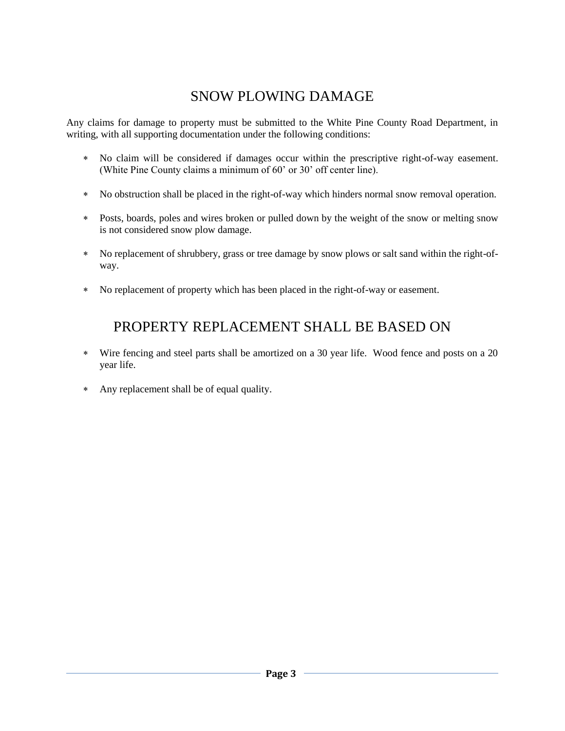# SNOW PLOWING DAMAGE

Any claims for damage to property must be submitted to the White Pine County Road Department, in writing, with all supporting documentation under the following conditions:

- No claim will be considered if damages occur within the prescriptive right-of-way easement. (White Pine County claims a minimum of 60' or 30' off center line).
- No obstruction shall be placed in the right-of-way which hinders normal snow removal operation.
- Posts, boards, poles and wires broken or pulled down by the weight of the snow or melting snow is not considered snow plow damage.
- No replacement of shrubbery, grass or tree damage by snow plows or salt sand within the right-of-way.
- No replacement of property which has been placed in the right-of-way or easement.

# PROPERTY REPLACEMENT SHALL BE BASED ON

- Wire fencing and steel parts shall be amortized on a 30 year life. Wood fence and posts on a 20 year life.
- Any replacement shall be of equal quality.